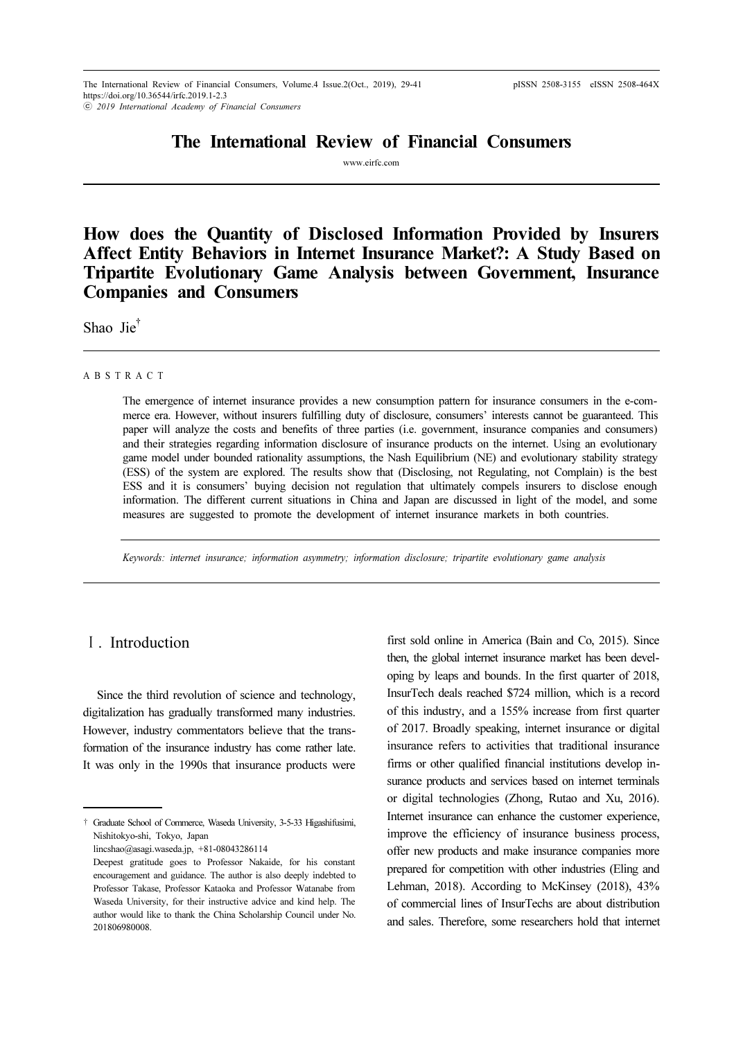# How does the Quantity of Disclosed Information Provided by Insurers Affect Entity Behaviors in Internet Insurance Market?: A Study Based on Tripartite Evolutionary Game Analysis between Government, Insurance Companies and Consumers

Shao Jie†

A B S T R A C T

The emergence of internet insurance provides a new consumption pattern for insurance consumers in the e-commerce era. However, without insurers fulfilling duty of disclosure, consumers' interests cannot be guaranteed. This paper will analyze the costs and benefits of three parties (i.e. government, insurance companies and consumers) and their strategies regarding information disclosure of insurance products on the internet. Using an evolutionary game model under bounded rationality assumptions, the Nash Equilibrium (NE) and evolutionary stability strategy (ESS) of the system are explored. The results show that (Disclosing, not Regulating, not Complain) is the best ESS and it is consumers' buying decision not regulation that ultimately compels insurers to disclose enough information. The different current situations in China and Japan are discussed in light of the model, and some measures are suggested to promote the development of internet insurance markets in both countries.

*Keywords: internet insurance; information asymmetry; information disclosure; tripartite evolutionary game analysis*

## Ⅰ. Introduction

Since the third revolution of science and technology, digitalization has gradually transformed many industries. However, industry commentators believe that the transformation of the insurance industry has come rather late. It was only in the 1990s that insurance products were first sold online in America (Bain and Co, 2015). Since then, the global internet insurance market has been developing by leaps and bounds. In the first quarter of 2018, InsurTech deals reached $724 million, which is a record of this industry, and a 155% increase from first quarter of 2017. Broadly speaking, internet insurance or digital insurance refers to activities that traditional insurance firms or other qualified financial institutions develop insurance products and services based on internet terminals or digital technologies (Zhong, Rutao and Xu, 2016). Internet insurance can enhance the customer experience, improve the efficiency of insurance business process, offer new products and make insurance companies more prepared for competition with other industries (Eling and Lehman, 2018). According to McKinsey (2018), 43% of commercial lines of InsurTechs are about distribution and sales. Therefore, some researchers hold that internet

---

† Graduate School of Commerce, Waseda University, 3-5-33 Higashifusimi, Nishitokyo-shi, Tokyo, Japan
lincshao@asagi.waseda.jp, +81-08043286114
Deepest gratitude goes to Professor Nakaide, for his constant encouragement and guidance. The author is also deeply indebted to Professor Takase, Professor Kataoka and Professor Watanabe from Waseda University, for their instructive advice and kind help. The author would like to thank the China Scholarship Council under No. 201806980008.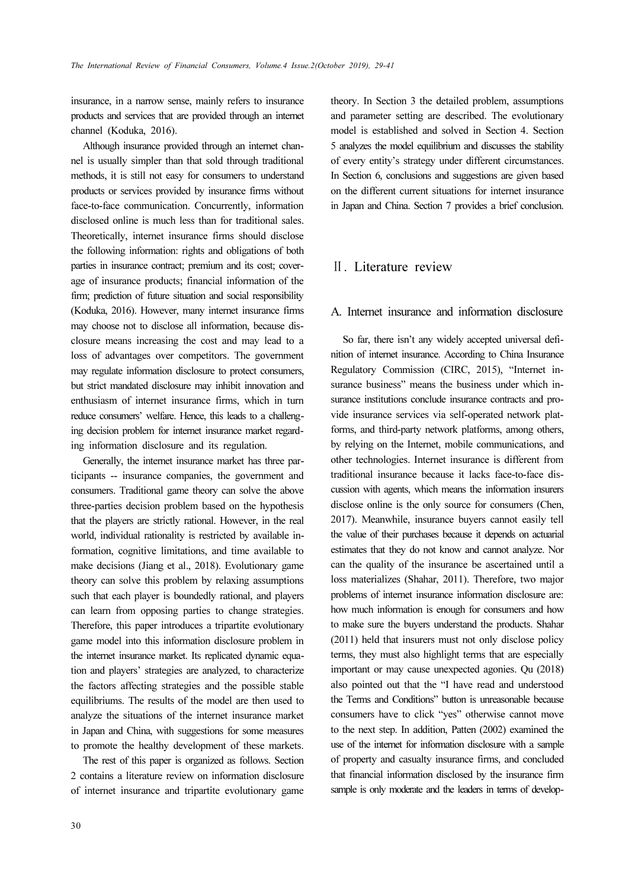insurance, in a narrow sense, mainly refers to insurance products and services that are provided through an internet channel (Koduka, 2016).

Although insurance provided through an internet channel is usually simpler than that sold through traditional methods, it is still not easy for consumers to understand products or services provided by insurance firms without face-to-face communication. Concurrently, information disclosed online is much less than for traditional sales. Theoretically, internet insurance firms should disclose the following information: rights and obligations of both parties in insurance contract; premium and its cost; coverage of insurance products; financial information of the firm; prediction of future situation and social responsibility (Koduka, 2016). However, many internet insurance firms may choose not to disclose all information, because disclosure means increasing the cost and may lead to a loss of advantages over competitors. The government may regulate information disclosure to protect consumers, but strict mandated disclosure may inhibit innovation and enthusiasm of internet insurance firms, which in turn reduce consumers' welfare. Hence, this leads to a challenging decision problem for internet insurance market regarding information disclosure and its regulation.

Generally, the internet insurance market has three participants -- insurance companies, the government and consumers. Traditional game theory can solve the above three-parties decision problem based on the hypothesis that the players are strictly rational. However, in the real world, individual rationality is restricted by available information, cognitive limitations, and time available to make decisions (Jiang et al., 2018). Evolutionary game theory can solve this problem by relaxing assumptions such that each player is boundedly rational, and players can learn from opposing parties to change strategies. Therefore, this paper introduces a tripartite evolutionary game model into this information disclosure problem in the internet insurance market. Its replicated dynamic equation and players' strategies are analyzed, to characterize the factors affecting strategies and the possible stable equilibriums. The results of the model are then used to analyze the situations of the internet insurance market in Japan and China, with suggestions for some measures to promote the healthy development of these markets.

The rest of this paper is organized as follows. Section 2 contains a literature review on information disclosure of internet insurance and tripartite evolutionary game theory. In Section 3 the detailed problem, assumptions and parameter setting are described. The evolutionary model is established and solved in Section 4. Section 5 analyzes the model equilibrium and discusses the stability of every entity's strategy under different circumstances. In Section 6, conclusions and suggestions are given based on the different current situations for internet insurance in Japan and China. Section 7 provides a brief conclusion.

## Ⅱ. Literature review

### A. Internet insurance and information disclosure

So far, there isn't any widely accepted universal definition of internet insurance. According to China Insurance Regulatory Commission (CIRC, 2015), "Internet insurance business" means the business under which insurance institutions conclude insurance contracts and provide insurance services via self-operated network platforms, and third-party network platforms, among others, by relying on the Internet, mobile communications, and other technologies. Internet insurance is different from traditional insurance because it lacks face-to-face discussion with agents, which means the information insurers disclose online is the only source for consumers (Chen, 2017). Meanwhile, insurance buyers cannot easily tell the value of their purchases because it depends on actuarial estimates that they do not know and cannot analyze. Nor can the quality of the insurance be ascertained until a loss materializes (Shahar, 2011). Therefore, two major problems of internet insurance information disclosure are: how much information is enough for consumers and how to make sure the buyers understand the products. Shahar (2011) held that insurers must not only disclose policy terms, they must also highlight terms that are especially important or may cause unexpected agonies. Qu (2018) also pointed out that the "I have read and understood the Terms and Conditions" button is unreasonable because consumers have to click "yes" otherwise cannot move to the next step. In addition, Patten (2002) examined the use of the internet for information disclosure with a sample of property and casualty insurance firms, and concluded that financial information disclosed by the insurance firm sample is only moderate and the leaders in terms of develop-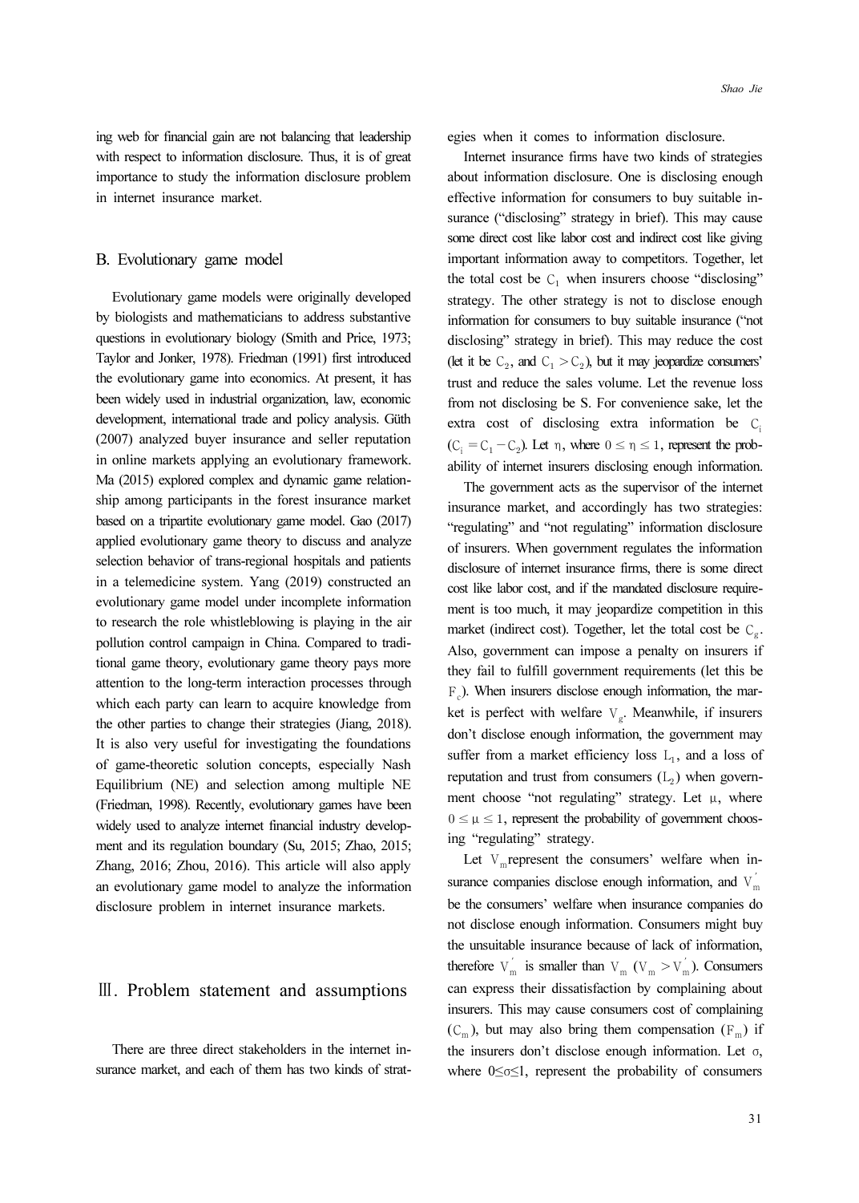ing web for financial gain are not balancing that leadership with respect to information disclosure. Thus, it is of great importance to study the information disclosure problem in internet insurance market.

## B. Evolutionary game model

Evolutionary game models were originally developed by biologists and mathematicians to address substantive questions in evolutionary biology (Smith and Price, 1973; Taylor and Jonker, 1978). Friedman (1991) first introduced the evolutionary game into economics. At present, it has been widely used in industrial organization, law, economic development, international trade and policy analysis. Güth (2007) analyzed buyer insurance and seller reputation in online markets applying an evolutionary framework. Ma (2015) explored complex and dynamic game relationship among participants in the forest insurance market based on a tripartite evolutionary game model. Gao (2017) applied evolutionary game theory to discuss and analyze selection behavior of trans-regional hospitals and patients in a telemedicine system. Yang (2019) constructed an evolutionary game model under incomplete information to research the role whistleblowing is playing in the air pollution control campaign in China. Compared to traditional game theory, evolutionary game theory pays more attention to the long-term interaction processes through which each party can learn to acquire knowledge from the other parties to change their strategies (Jiang, 2018). It is also very useful for investigating the foundations of game-theoretic solution concepts, especially Nash Equilibrium (NE) and selection among multiple NE (Friedman, 1998). Recently, evolutionary games have been widely used to analyze internet financial industry development and its regulation boundary (Su, 2015; Zhao, 2015; Zhang, 2016; Zhou, 2016). This article will also apply an evolutionary game model to analyze the information disclosure problem in internet insurance markets.

# Ⅲ. Problem statement and assumptions

There are three direct stakeholders in the internet insurance market, and each of them has two kinds of strategies when it comes to information disclosure.

Internet insurance firms have two kinds of strategies about information disclosure. One is disclosing enough effective information for consumers to buy suitable insurance ("disclosing" strategy in brief). This may cause some direct cost like labor cost and indirect cost like giving important information away to competitors. Together, let the total cost be $C_1$ when insurers choose "disclosing" strategy. The other strategy is not to disclose enough information for consumers to buy suitable insurance ("not disclosing" strategy in brief). This may reduce the cost (let it be $C_2$, and $C_1 > C_2$), but it may jeopardize consumers' trust and reduce the sales volume. Let the revenue loss from not disclosing be S. For convenience sake, let the extra cost of disclosing extra information be $C_i$ ($C_i = C_1 - C_2$). Let $\eta$, where $0 \le \eta \le 1$, represent the probability of internet insurers disclosing enough information.

The government acts as the supervisor of the internet insurance market, and accordingly has two strategies: "regulating" and "not regulating" information disclosure of insurers. When government regulates the information disclosure of internet insurance firms, there is some direct cost like labor cost, and if the mandated disclosure requirement is too much, it may jeopardize competition in this market (indirect cost). Together, let the total cost be $C_g$. Also, government can impose a penalty on insurers if they fail to fulfill government requirements (let this be $F_c$). When insurers disclose enough information, the market is perfect with welfare $V_g$. Meanwhile, if insurers don't disclose enough information, the government may suffer from a market efficiency loss $L_1$, and a loss of reputation and trust from consumers ($L_2$) when government choose "not regulating" strategy. Let $\mu$, where $0 \le \mu \le 1$, represent the probability of government choosing "regulating" strategy.

Let $V_m$ represent the consumers' welfare when insurance companies disclose enough information, and $V_m'$ be the consumers' welfare when insurance companies do not disclose enough information. Consumers might buy the unsuitable insurance because of lack of information, therefore $V_m'$ is smaller than $V_m$ ($V_m > V_m'$). Consumers can express their dissatisfaction by complaining about insurers. This may cause consumers cost of complaining ($C_m$), but may also bring them compensation ($F_m$) if the insurers don't disclose enough information. Let $\sigma$, where $0 \le \sigma \le 1$, represent the probability of consumers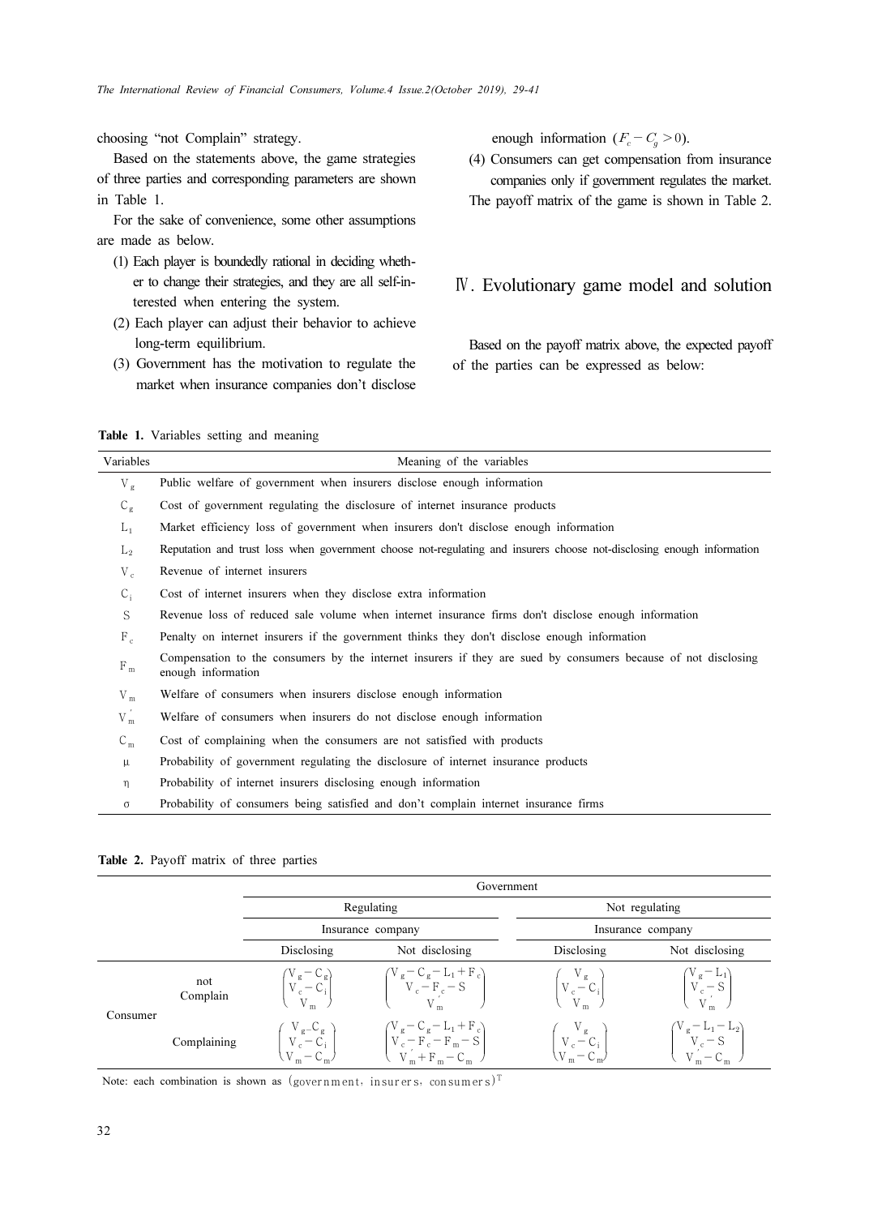choosing "not Complain" strategy.

Based on the statements above, the game strategies of three parties and corresponding parameters are shown in Table 1.

For the sake of convenience, some other assumptions are made as below.

(1) Each player is boundedly rational in deciding whether to change their strategies, and they are all self-interested when entering the system.
(2) Each player can adjust their behavior to achieve long-term equilibrium.
(3) Government has the motivation to regulate the market when insurance companies don't disclose enough information ($F_c - C_g > 0$).
(4) Consumers can get compensation from insurance companies only if government regulates the market.

The payoff matrix of the game is shown in Table 2.

## Ⅳ. Evolutionary game model and solution

Based on the payoff matrix above, the expected payoff of the parties can be expressed as below:

**Table 1.** Variables setting and meaning

| Variables | Meaning of the variables |
|---|---|
| $V_g$ | Public welfare of government when insurers disclose enough information |
| $C_g$ | Cost of government regulating the disclosure of internet insurance products |
| $L_1$ | Market efficiency loss of government when insurers don't disclose enough information |
| $L_2$ | Reputation and trust loss when government choose not-regulating and insurers choose not-disclosing enough information |
| $V_c$ | Revenue of internet insurers |
| $C_i$ | Cost of internet insurers when they disclose extra information |
| $S$ | Revenue loss of reduced sale volume when internet insurance firms don't disclose enough information |
| $F_c$ | Penalty on internet insurers if the government thinks they don't disclose enough information |
| $F_m$ | Compensation to the consumers by the internet insurers if they are sued by consumers because of not disclosing enough information |
| $V_m$ | Welfare of consumers when insurers disclose enough information |
| $V_m'$ | Welfare of consumers when insurers do not disclose enough information |
| $C_m$ | Cost of complaining when the consumers are not satisfied with products |
| $\mu$ | Probability of government regulating the disclosure of internet insurance products |
| $\eta$ | Probability of internet insurers disclosing enough information |
| $\sigma$ | Probability of consumers being satisfied and don't complain internet insurance firms |

**Table 2.** Payoff matrix of three parties

| | | Government | | | |
|---|---|---|---|---|---|
| | | Regulating | | Not regulating | |
| | | Insurance company | | Insurance company | |
| | | Disclosing | Not disclosing | Disclosing | Not disclosing |
| Consumer | not Complain | $\begin{pmatrix} V_g - C_g \\ V_c - C_i \\ V_m \end{pmatrix}$ | $\begin{pmatrix} V_g - C_g - L_1 + F_c \\ V_c - F_c - S \\ V_m' \end{pmatrix}$ | $\begin{pmatrix} V_g \\ V_c - C_i \\ V_m \end{pmatrix}$ | $\begin{pmatrix} V_g - L_1 \\ V_c - S \\ V_m' \end{pmatrix}$ |
| | Complaining | $\begin{pmatrix} V_g - C_g \\ V_c - C_i \\ V_m - C_m \end{pmatrix}$ | $\begin{pmatrix} V_g - C_g - L_1 + F_c \\ V_c - F_c - F_m - S \\ V_m' + F_m - C_m \end{pmatrix}$ | $\begin{pmatrix} V_g \\ V_c - C_i \\ V_m - C_m \end{pmatrix}$ | $\begin{pmatrix} V_g - L_1 - L_2 \\ V_c - S \\ V_m' - C_m \end{pmatrix}$ |

Note: each combination is shown as $(\text{government, insurers, consumers})^T$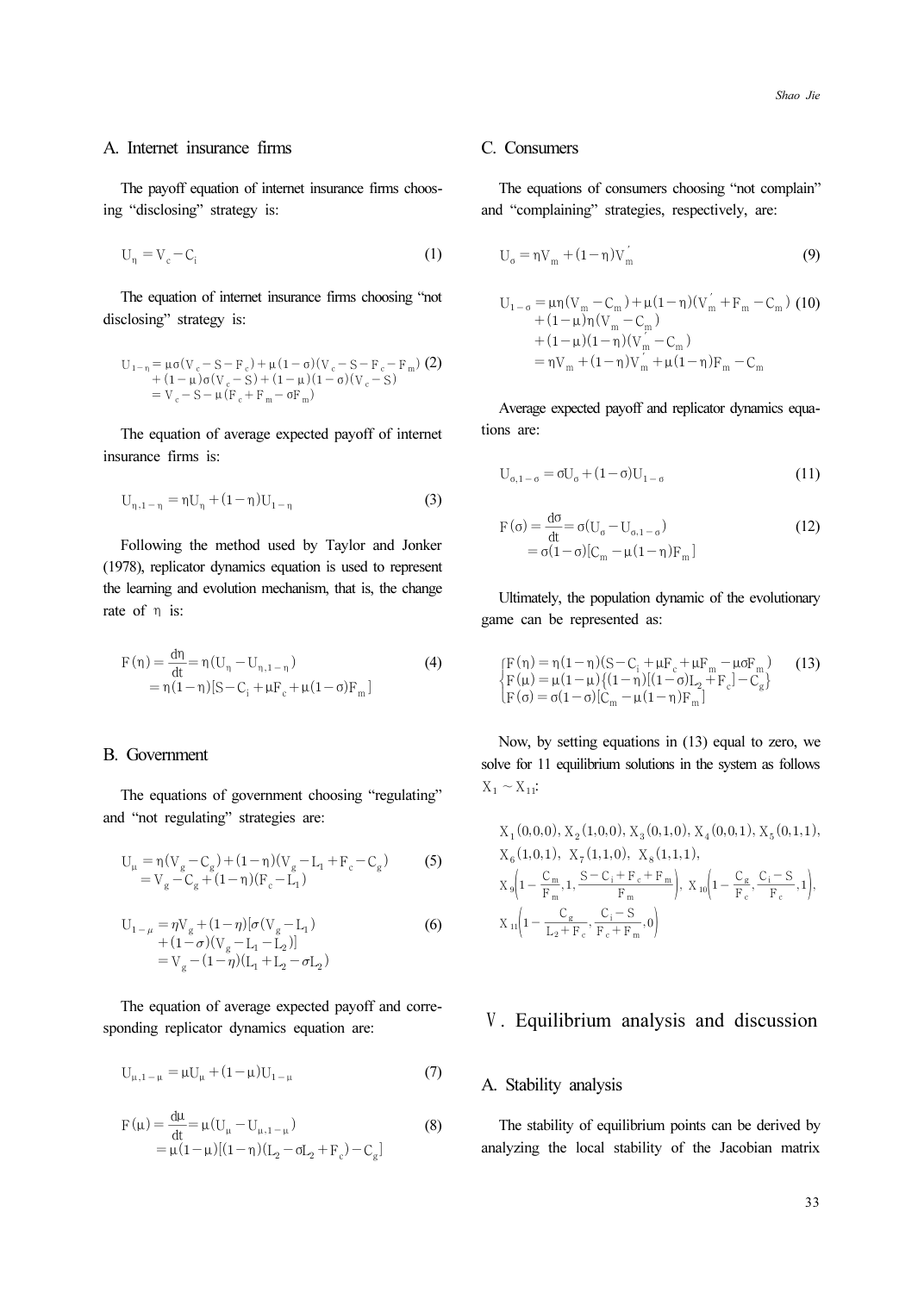### A. Internet insurance firms

The payoff equation of internet insurance firms choosing "disclosing" strategy is:

$$U_{\eta} = V_c - C_i \tag{1}$$

The equation of internet insurance firms choosing "not disclosing" strategy is:

$$\begin{aligned} U_{1-\eta} &= \mu\sigma(V_c - S - F_c) + \mu(1-\sigma)(V_c - S - F_c - F_m) \\ &\quad + (1-\mu)\sigma(V_c - S) + (1-\mu)(1-\sigma)(V_c - S) \\ &= V_c - S - \mu(F_c + F_m - \sigma F_m) \end{aligned} \tag{2}$$

The equation of average expected payoff of internet insurance firms is:

$$U_{\eta,1-\eta} = \eta U_{\eta} + (1-\eta)U_{1-\eta} \tag{3}$$

Following the method used by Taylor and Jonker (1978), replicator dynamics equation is used to represent the learning and evolution mechanism, that is, the change rate of $\eta$ is:

$$\begin{aligned} F(\eta) &= \frac{d\eta}{dt} = \eta(U_{\eta} - U_{\eta,1-\eta}) \\ &= \eta(1-\eta)[S - C_i + \mu F_c + \mu(1-\sigma)F_m] \end{aligned} \tag{4}$$

### B. Government

The equations of government choosing "regulating" and "not regulating" strategies are:

$$\begin{aligned} U_{\mu} &= \eta(V_g - C_g) + (1-\eta)(V_g - L_1 + F_c - C_g) \\ &= V_g - C_g + (1-\eta)(F_c - L_1) \end{aligned} \tag{5}$$

$$\begin{aligned} U_{1-\mu} &= \eta V_g + (1-\eta)[\sigma(V_g - L_1) \\ &\quad + (1-\sigma)(V_g - L_1 - L_2)] \\ &= V_g - (1-\eta)(L_1 + L_2 - \sigma L_2) \end{aligned} \tag{6}$$

The equation of average expected payoff and corresponding replicator dynamics equation are:

$$U_{\mu,1-\mu} = \mu U_{\mu} + (1-\mu)U_{1-\mu} \tag{7}$$

$$\begin{aligned} F(\mu) &= \frac{d\mu}{dt} = \mu(U_{\mu} - U_{\mu,1-\mu}) \\ &= \mu(1-\mu)[(1-\eta)(L_2 - \sigma L_2 + F_c) - C_g] \end{aligned} \tag{8}$$

### C. Consumers

The equations of consumers choosing "not complain" and "complaining" strategies, respectively, are:

$$U_{\sigma} = \eta V_m + (1-\eta)V_m' \tag{9}$$

$$\begin{aligned} U_{1-\sigma} &= \mu\eta(V_m - C_m) + \mu(1-\eta)(V_m' + F_m - C_m) \\ &\quad + (1-\mu)\eta(V_m - C_m) \\ &\quad + (1-\mu)(1-\eta)(V_m' - C_m) \\ &= \eta V_m + (1-\eta)V_m' + \mu(1-\eta)F_m - C_m \end{aligned} \tag{10}$$

Average expected payoff and replicator dynamics equations are:

$$U_{\sigma,1-\sigma} = \sigma U_{\sigma} + (1-\sigma)U_{1-\sigma} \tag{11}$$

$$\begin{aligned} F(\sigma) &= \frac{d\sigma}{dt} = \sigma(U_{\sigma} - U_{\sigma,1-\sigma}) \\ &= \sigma(1-\sigma)[C_m - \mu(1-\eta)F_m] \end{aligned} \tag{12}$$

Ultimately, the population dynamic of the evolutionary game can be represented as:

$$\begin{cases} F(\eta) = \eta(1-\eta)(S - C_i + \mu F_c + \mu F_m - \mu\sigma F_m) \\ F(\mu) = \mu(1-\mu)\{(1-\eta)[(1-\sigma)L_2 + F_c] - C_g\} \\ F(\sigma) = \sigma(1-\sigma)[C_m - \mu(1-\eta)F_m] \end{cases} \tag{13}$$

Now, by setting equations in (13) equal to zero, we solve for 11 equilibrium solutions in the system as follows $X_1 \sim X_{11}$:

$X_1(0,0,0)$, $X_2(1,0,0)$, $X_3(0,1,0)$, $X_4(0,0,1)$, $X_5(0,1,1)$, $X_6(1,0,1)$, $X_7(1,1,0)$, $X_8(1,1,1)$,

$X_9\left(1 - \frac{C_m}{F_m}, 1, \frac{S - C_i + F_c + F_m}{F_m}\right)$, $X_{10}\left(1 - \frac{C_g}{F_c}, \frac{C_i - S}{F_c}, 1\right)$,

$X_{11}\left(1 - \frac{C_g}{L_2 + F_c}, \frac{C_i - S}{F_c + F_m}, 0\right)$

## Ⅴ. Equilibrium analysis and discussion

### A. Stability analysis

The stability of equilibrium points can be derived by analyzing the local stability of the Jacobian matrix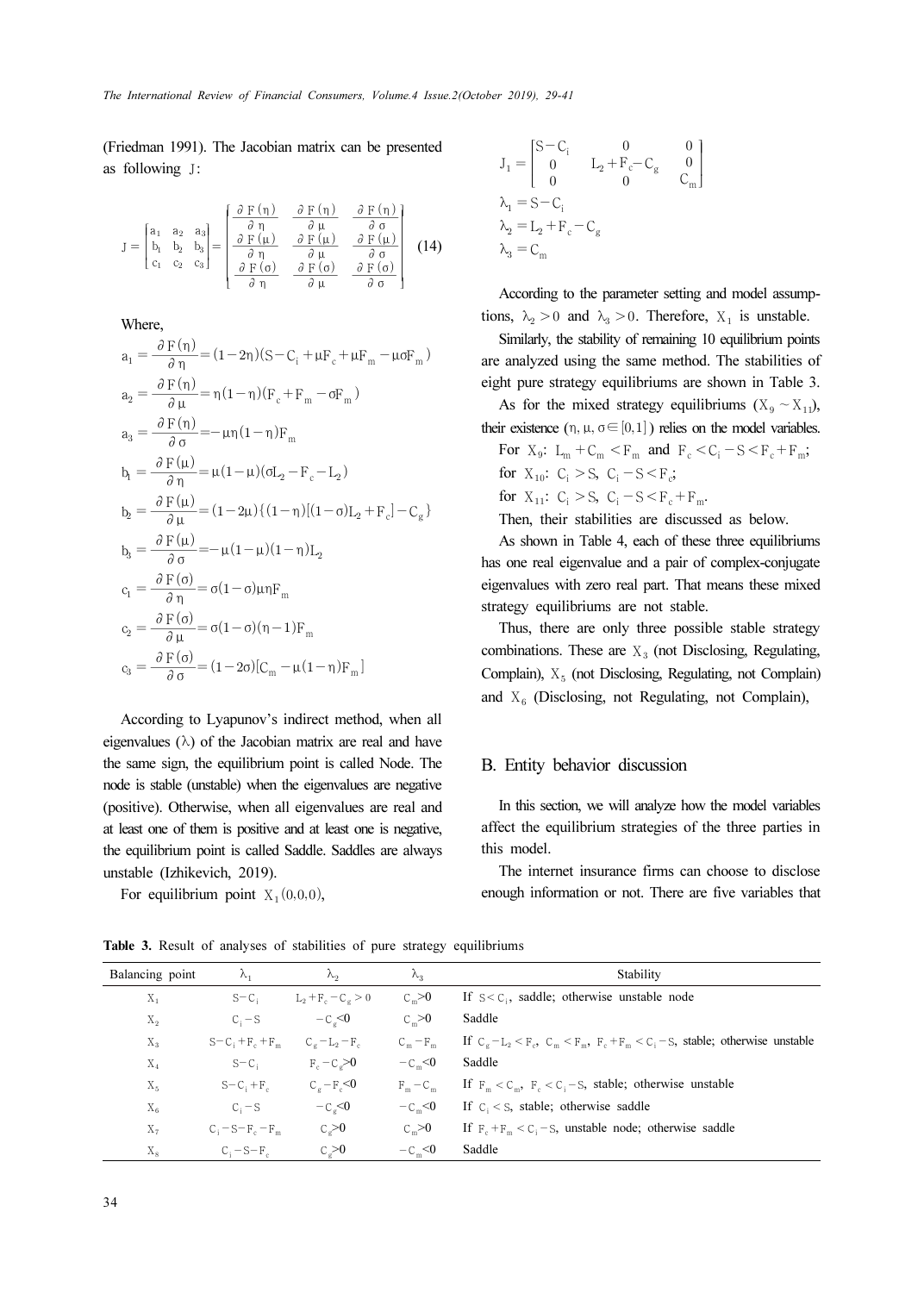(Friedman 1991). The Jacobian matrix can be presented as following J:

$$J = \begin{bmatrix} a_1 & a_2 & a_3 \\ b_1 & b_2 & b_3 \\ c_1 & c_2 & c_3 \end{bmatrix} = \begin{bmatrix} \frac{\partial F(\eta)}{\partial \eta} & \frac{\partial F(\eta)}{\partial \mu} & \frac{\partial F(\eta)}{\partial \sigma} \\ \frac{\partial F(\mu)}{\partial \eta} & \frac{\partial F(\mu)}{\partial \mu} & \frac{\partial F(\mu)}{\partial \sigma} \\ \frac{\partial F(\sigma)}{\partial \eta} & \frac{\partial F(\sigma)}{\partial \mu} & \frac{\partial F(\sigma)}{\partial \sigma} \end{bmatrix} \quad (14)$$

Where,

$$a_1 = \frac{\partial F(\eta)}{\partial \eta} = (1-2\eta)(S - C_i + \mu F_c + \mu F_m - \mu\sigma F_m)$$

$$a_2 = \frac{\partial F(\eta)}{\partial \mu} = \eta(1-\eta)(F_c + F_m - \sigma F_m)$$

$$a_3 = \frac{\partial F(\eta)}{\partial \sigma} = -\mu\eta(1-\eta)F_m$$

$$b_1 = \frac{\partial F(\mu)}{\partial \eta} = \mu(1-\mu)(\sigma L_2 - F_c - L_2)$$

$$b_2 = \frac{\partial F(\mu)}{\partial \mu} = (1-2\mu)\{(1-\eta)[(1-\sigma)L_2 + F_c] - C_g\}$$

$$b_3 = \frac{\partial F(\mu)}{\partial \sigma} = -\mu(1-\mu)(1-\eta)L_2$$

$$c_1 = \frac{\partial F(\sigma)}{\partial \eta} = \sigma(1-\sigma)\mu\eta F_m$$

$$c_2 = \frac{\partial F(\sigma)}{\partial \mu} = \sigma(1-\sigma)(\eta-1)F_m$$

$$c_3 = \frac{\partial F(\sigma)}{\partial \sigma} = (1-2\sigma)[C_m - \mu(1-\eta)F_m]$$

According to Lyapunov's indirect method, when all eigenvalues ($\lambda$) of the Jacobian matrix are real and have the same sign, the equilibrium point is called Node. The node is stable (unstable) when the eigenvalues are negative (positive). Otherwise, when all eigenvalues are real and at least one of them is positive and at least one is negative, the equilibrium point is called Saddle. Saddles are always unstable (Izhikevich, 2019).

For equilibrium point $X_1(0,0,0)$,

$$J_1 = \begin{bmatrix} S - C_i & 0 & 0 \\ 0 & L_2 + F_c - C_g & 0 \\ 0 & 0 & C_m \end{bmatrix}$$

$$\lambda_1 = S - C_i$$

$$\lambda_2 = L_2 + F_c - C_g$$

$$\lambda_3 = C_m$$

According to the parameter setting and model assumptions, $\lambda_2 > 0$ and $\lambda_3 > 0$. Therefore, $X_1$ is unstable.

Similarly, the stability of remaining 10 equilibrium points are analyzed using the same method. The stabilities of eight pure strategy equilibriums are shown in Table 3.

As for the mixed strategy equilibriums ($X_9 \sim X_{11}$), their existence ($\eta, \mu, \sigma \in [0,1]$) relies on the model variables.

For $X_9$: $L_m + C_m < F_m$ and $F_c < C_i - S < F_c + F_m$;

for $X_{10}$: $C_i > S$, $C_i - S < F_c$;

for $X_{11}$: $C_i > S$, $C_i - S < F_c + F_m$.

Then, their stabilities are discussed as below.

As shown in Table 4, each of these three equilibriums has one real eigenvalue and a pair of complex-conjugate eigenvalues with zero real part. That means these mixed strategy equilibriums are not stable.

Thus, there are only three possible stable strategy combinations. These are $X_3$ (not Disclosing, Regulating, Complain), $X_5$ (not Disclosing, Regulating, not Complain) and $X_6$ (Disclosing, not Regulating, not Complain),

## B. Entity behavior discussion

In this section, we will analyze how the model variables affect the equilibrium strategies of the three parties in this model.

The internet insurance firms can choose to disclose enough information or not. There are five variables that

**Table 3.** Result of analyses of stabilities of pure strategy equilibriums

| Balancing point | $\lambda_1$ | $\lambda_2$ | $\lambda_3$ | Stability |
|---|---|---|---|---|
| $X_1$ | $S-C_i$ | $L_2+F_c-C_g>0$ | $C_m>0$ | If $S<C_i$, saddle; otherwise unstable node |
| $X_2$ | $C_i-S$ | $-C_g<0$ | $C_m>0$ | Saddle |
| $X_3$ | $S-C_i+F_c+F_m$ | $C_g-L_2-F_c$ | $C_m-F_m$ | If $C_g-L_2<F_c$, $C_m<F_m$, $F_c+F_m<C_i-S$, stable; otherwise unstable |
| $X_4$ | $S-C_i$ | $F_c-C_g>0$ | $-C_m<0$ | Saddle |
| $X_5$ | $S-C_i+F_c$ | $C_g-F_c<0$ | $F_m-C_m$ | If $F_m<C_m$, $F_c<C_i-S$, stable; otherwise unstable |
| $X_6$ | $C_i-S$ | $-C_g<0$ | $-C_m<0$ | If $C_i<S$, stable; otherwise saddle |
| $X_7$ | $C_i-S-F_c-F_m$ | $C_g>0$ | $C_m>0$ | If $F_c+F_m<C_i-S$, unstable node; otherwise saddle |
| $X_8$ | $C_i-S-F_c$ | $C_g>0$ | $-C_m<0$ | Saddle |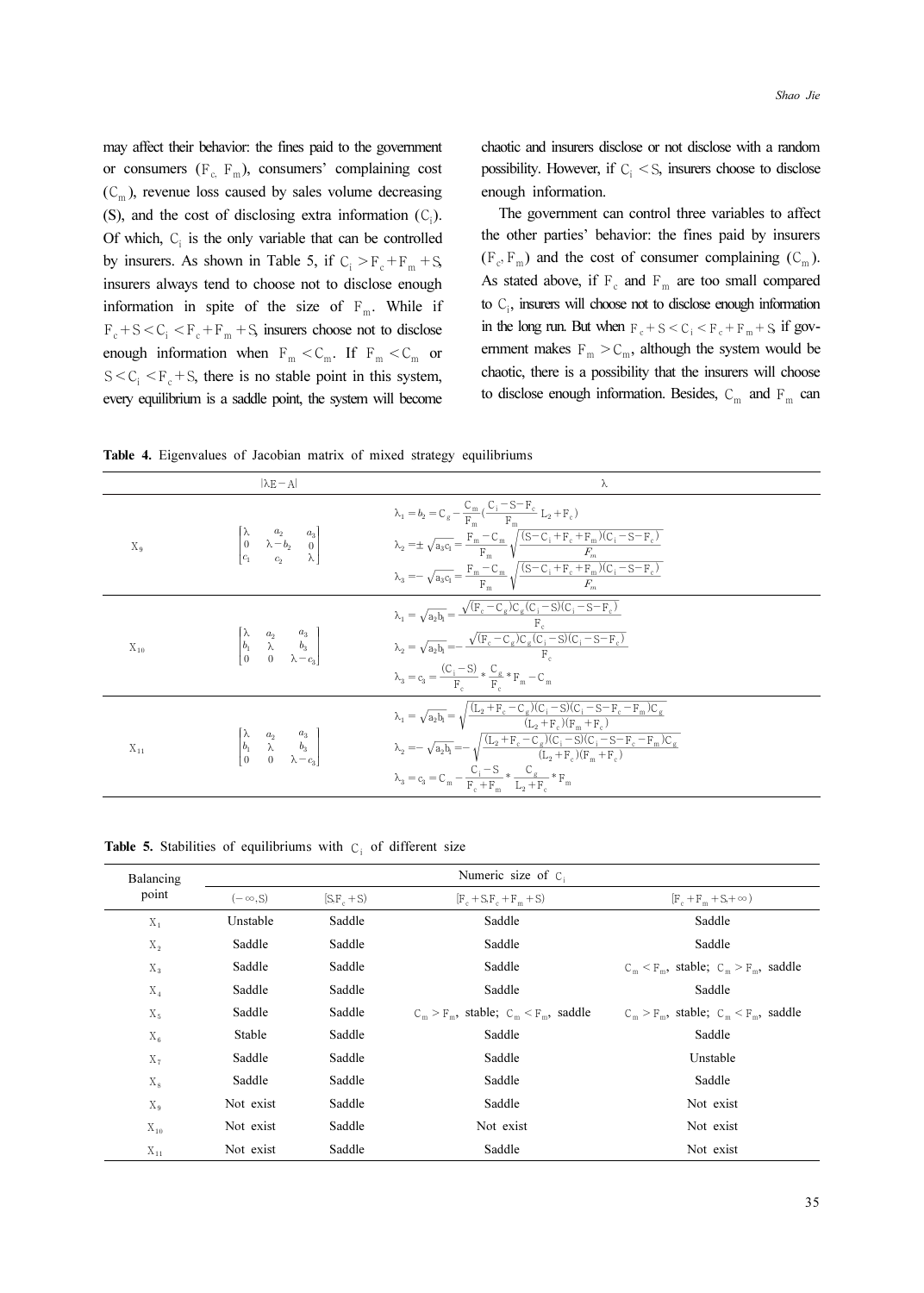may affect their behavior: the fines paid to the government or consumers ($F_c$, $F_m$), consumers' complaining cost ($C_m$), revenue loss caused by sales volume decreasing (S), and the cost of disclosing extra information ($C_i$). Of which, $C_i$ is the only variable that can be controlled by insurers. As shown in Table 5, if $C_i > F_c + F_m + S$, insurers always tend to choose not to disclose enough information in spite of the size of $F_m$. While if $F_c + S < C_i < F_c + F_m + S$, insurers choose not to disclose enough information when $F_m < C_m$. If $F_m < C_m$ or $S < C_i < F_c + S$, there is no stable point in this system, every equilibrium is a saddle point, the system will become chaotic and insurers disclose or not disclose with a random possibility. However, if $C_i < S$, insurers choose to disclose enough information.

The government can control three variables to affect the other parties' behavior: the fines paid by insurers ($F_c$, $F_m$) and the cost of consumer complaining ($C_m$). As stated above, if $F_c$ and $F_m$ are too small compared to $C_i$, insurers will choose not to disclose enough information in the long run. But when $F_c + S < C_i < F_c + F_m + S$, if government makes $F_m > C_m$, although the system would be chaotic, there is a possibility that the insurers will choose to disclose enough information. Besides, $C_m$ and $F_m$ can

**Table 4.** Eigenvalues of Jacobian matrix of mixed strategy equilibriums

| | $\lvert\lambda E - A\rvert$ | $\lambda$ |
|---|---|---|
| $X_9$ | $\begin{bmatrix} \lambda & a_2 & a_3 \\ 0 & \lambda - b_2 & 0 \\ c_1 & c_2 & \lambda \end{bmatrix}$ | $\lambda_1 = b_2 = C_g - \frac{C_m}{F_m}\left(\frac{C_i - S - F_c}{F_m} L_2 + F_c\right)$ <br> $\lambda_2 = \pm\sqrt{a_3 c_1} = \frac{F_m - C_m}{F_m}\sqrt{\frac{(S - C_i + F_c + F_m)(C_i - S - F_c)}{F_m}}$ <br> $\lambda_3 = -\sqrt{a_3 c_1} = \frac{F_m - C_m}{F_m}\sqrt{\frac{(S - C_i + F_c + F_m)(C_i - S - F_c)}{F_m}}$ |
| $X_{10}$ | $\begin{bmatrix} \lambda & a_2 & a_3 \\ b_1 & \lambda & b_3 \\ 0 & 0 & \lambda - c_3 \end{bmatrix}$ | $\lambda_1 = \sqrt{a_2 b_1} = \frac{\sqrt{(F_c - C_g)C_g(C_i - S)(C_i - S - F_c)}}{F_c}$ <br> $\lambda_2 = \sqrt{a_2 b_1} = -\frac{\sqrt{(F_c - C_g)C_g(C_i - S)(C_i - S - F_c)}}{F_c}$ <br> $\lambda_3 = c_3 = \frac{(C_i - S)}{F_c} * \frac{C_g}{F_c} * F_m - C_m$ |
| $X_{11}$ | $\begin{bmatrix} \lambda & a_2 & a_3 \\ b_1 & \lambda & b_3 \\ 0 & 0 & \lambda - c_3 \end{bmatrix}$ | $\lambda_1 = \sqrt{a_2 b_1} = \sqrt{\frac{(L_2 + F_c - C_g)(C_i - S)(C_i - S - F_c - F_m)C_g}{(L_2 + F_c)(F_m + F_c)}}$ <br> $\lambda_2 = -\sqrt{a_2 b_1} = -\sqrt{\frac{(L_2 + F_c - C_g)(C_i - S)(C_i - S - F_c - F_m)C_g}{(L_2 + F_c)(F_m + F_c)}}$ <br> $\lambda_3 = c_3 = C_m - \frac{C_i - S}{F_c + F_m} * \frac{C_g}{L_2 + F_c} * F_m$ |

**Table 5.** Stabilities of equilibriums with $C_i$ of different size

| Balancing point | Numeric size of $C_i$ | | | |
|---|---|---|---|---|
| | $(-\infty, S)$ | $[S, F_c + S)$ | $[F_c + S, F_c + F_m + S)$ | $[F_c + F_m + S, +\infty)$ |
| $X_1$ | Unstable | Saddle | Saddle | Saddle |
| $X_2$ | Saddle | Saddle | Saddle | Saddle |
| $X_3$ | Saddle | Saddle | Saddle | $C_m < F_m$, stable; $C_m > F_m$, saddle |
| $X_4$ | Saddle | Saddle | Saddle | Saddle |
| $X_5$ | Saddle | Saddle | $C_m > F_m$, stable; $C_m < F_m$, saddle | $C_m > F_m$, stable; $C_m < F_m$, saddle |
| $X_6$ | Stable | Saddle | Saddle | Saddle |
| $X_7$ | Saddle | Saddle | Saddle | Unstable |
| $X_8$ | Saddle | Saddle | Saddle | Saddle |
| $X_9$ | Not exist | Saddle | Saddle | Not exist |
| $X_{10}$ | Not exist | Saddle | Not exist | Not exist |
| $X_{11}$ | Not exist | Saddle | Saddle | Not exist |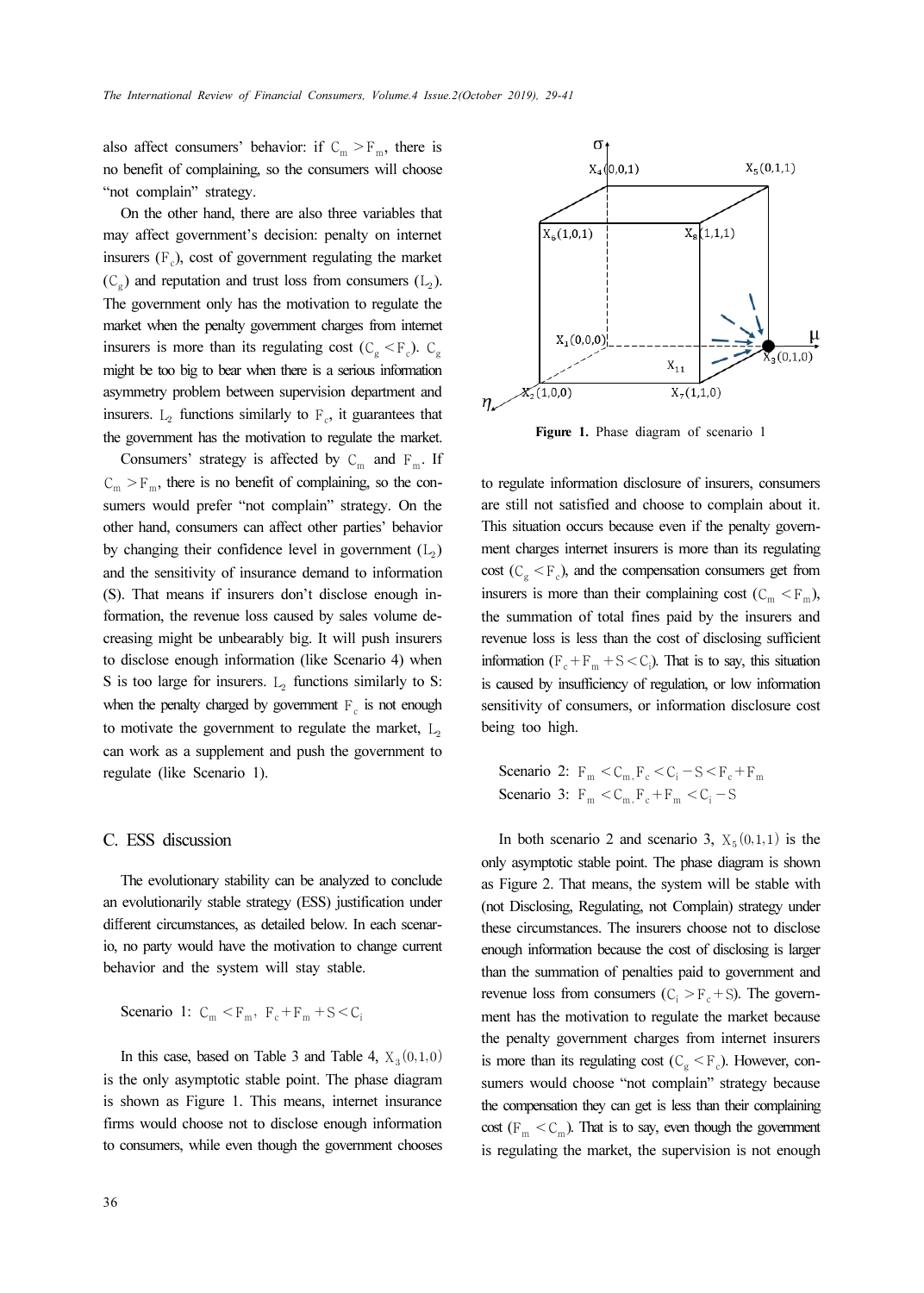also affect consumers' behavior: if $C_m > F_m$, there is no benefit of complaining, so the consumers will choose "not complain" strategy.

On the other hand, there are also three variables that may affect government's decision: penalty on internet insurers ($F_c$), cost of government regulating the market ($C_g$) and reputation and trust loss from consumers ($L_2$). The government only has the motivation to regulate the market when the penalty government charges from internet insurers is more than its regulating cost ($C_g < F_c$). $C_g$ might be too big to bear when there is a serious information asymmetry problem between supervision department and insurers. $L_2$ functions similarly to $F_c$, it guarantees that the government has the motivation to regulate the market.

Consumers' strategy is affected by $C_m$ and $F_m$. If $C_m > F_m$, there is no benefit of complaining, so the consumers would prefer "not complain" strategy. On the other hand, consumers can affect other parties' behavior by changing their confidence level in government ($L_2$) and the sensitivity of insurance demand to information (S). That means if insurers don't disclose enough information, the revenue loss caused by sales volume decreasing might be unbearably big. It will push insurers to disclose enough information (like Scenario 4) when S is too large for insurers. $L_2$ functions similarly to S: when the penalty charged by government $F_c$ is not enough to motivate the government to regulate the market, $L_2$ can work as a supplement and push the government to regulate (like Scenario 1).

## C. ESS discussion

The evolutionary stability can be analyzed to conclude an evolutionarily stable strategy (ESS) justification under different circumstances, as detailed below. In each scenario, no party would have the motivation to change current behavior and the system will stay stable.

Scenario 1: $C_m < F_m$, $F_c + F_m + S < C_i$

In this case, based on Table 3 and Table 4, $X_3(0,1,0)$ is the only asymptotic stable point. The phase diagram is shown as Figure 1. This means, internet insurance firms would choose not to disclose enough information to consumers, while even though the government chooses to regulate information disclosure of insurers, consumers are still not satisfied and choose to complain about it. This situation occurs because even if the penalty government charges internet insurers is more than its regulating cost ($C_g < F_c$), and the compensation consumers get from insurers is more than their complaining cost ($C_m < F_m$), the summation of total fines paid by the insurers and revenue loss is less than the cost of disclosing sufficient information ($F_c + F_m + S < C_i$). That is to say, this situation is caused by insufficiency of regulation, or low information sensitivity of consumers, or information disclosure cost being too high.

**Figure 1.** Phase diagram of scenario 1

Scenario 2: $F_m < C_m$, $F_c < C_i - S < F_c + F_m$
Scenario 3: $F_m < C_m$, $F_c + F_m < C_i - S$

In both scenario 2 and scenario 3, $X_5(0,1,1)$ is the only asymptotic stable point. The phase diagram is shown as Figure 2. That means, the system will be stable with (not Disclosing, Regulating, not Complain) strategy under these circumstances. The insurers choose not to disclose enough information because the cost of disclosing is larger than the summation of penalties paid to government and revenue loss from consumers ($C_i > F_c + S$). The government has the motivation to regulate the market because the penalty government charges from internet insurers is more than its regulating cost ($C_g < F_c$). However, consumers would choose "not complain" strategy because the compensation they can get is less than their complaining cost ($F_m < C_m$). That is to say, even though the government is regulating the market, the supervision is not enough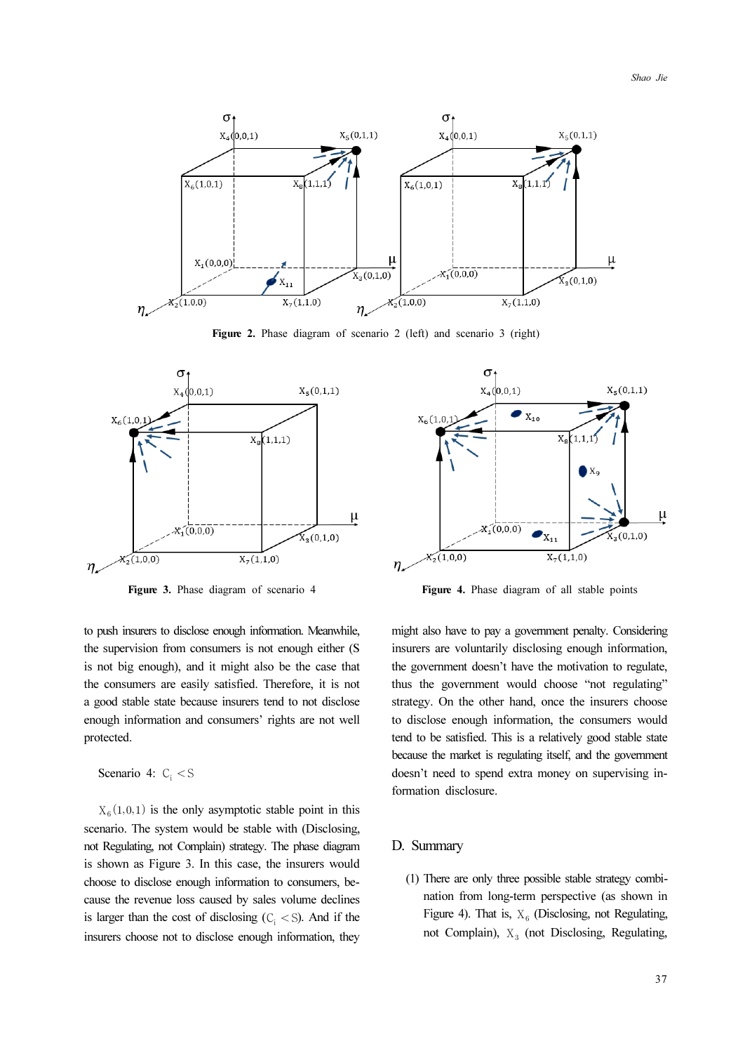Figure 2. Phase diagram of scenario 2 (left) and scenario 3 (right)

Figure 3. Phase diagram of scenario 4

Figure 4. Phase diagram of all stable points

to push insurers to disclose enough information. Meanwhile, the supervision from consumers is not enough either (S is not big enough), and it might also be the case that the consumers are easily satisfied. Therefore, it is not a good stable state because insurers tend to not disclose enough information and consumers' rights are not well protected.

Scenario 4: $C_i < S$

$X_6(1,0,1)$ is the only asymptotic stable point in this scenario. The system would be stable with (Disclosing, not Regulating, not Complain) strategy. The phase diagram is shown as Figure 3. In this case, the insurers would choose to disclose enough information to consumers, because the revenue loss caused by sales volume declines is larger than the cost of disclosing ($C_i < S$). And if the insurers choose not to disclose enough information, they might also have to pay a government penalty. Considering insurers are voluntarily disclosing enough information, the government doesn't have the motivation to regulate, thus the government would choose "not regulating" strategy. On the other hand, once the insurers choose to disclose enough information, the consumers would tend to be satisfied. This is a relatively good stable state because the market is regulating itself, and the government doesn't need to spend extra money on supervising information disclosure.

## D. Summary

(1) There are only three possible stable strategy combination from long-term perspective (as shown in Figure 4). That is, $X_6$ (Disclosing, not Regulating, not Complain), $X_3$ (not Disclosing, Regulating,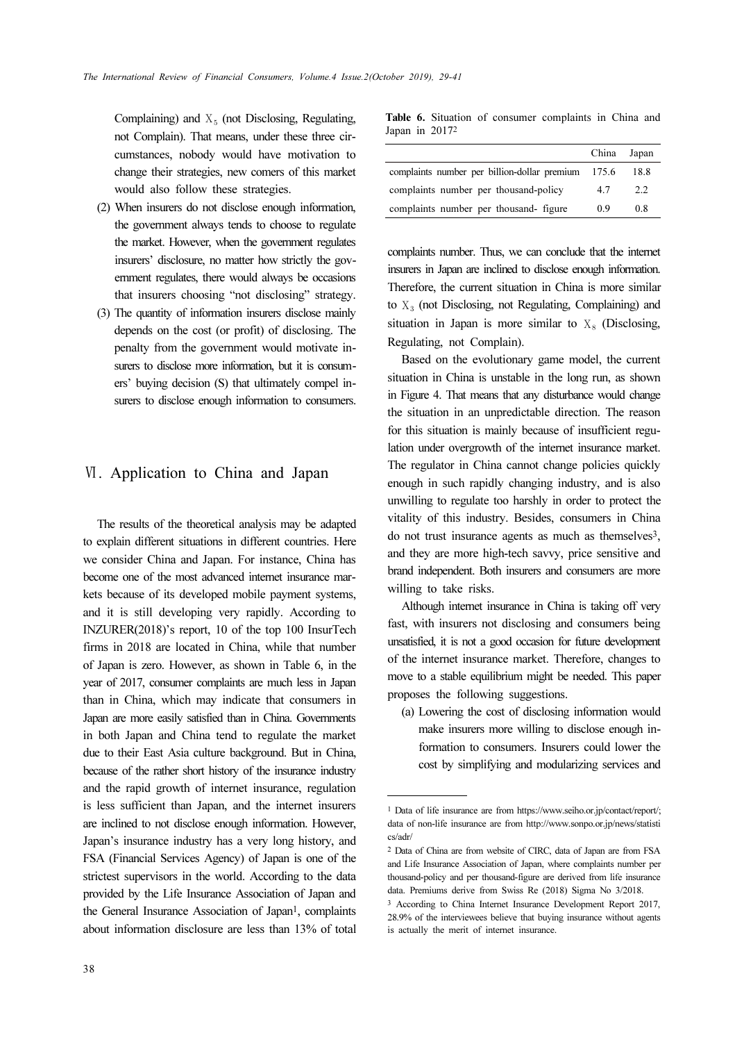Complaining) and $X_5$ (not Disclosing, Regulating, not Complain). That means, under these three circumstances, nobody would have motivation to change their strategies, new comers of this market would also follow these strategies.

(2) When insurers do not disclose enough information, the government always tends to choose to regulate the market. However, when the government regulates insurers' disclosure, no matter how strictly the government regulates, there would always be occasions that insurers choosing "not disclosing" strategy.

(3) The quantity of information insurers disclose mainly depends on the cost (or profit) of disclosing. The penalty from the government would motivate insurers to disclose more information, but it is consumers' buying decision (S) that ultimately compel insurers to disclose enough information to consumers.

## Ⅵ. Application to China and Japan

The results of the theoretical analysis may be adapted to explain different situations in different countries. Here we consider China and Japan. For instance, China has become one of the most advanced internet insurance markets because of its developed mobile payment systems, and it is still developing very rapidly. According to INZURER(2018)'s report, 10 of the top 100 InsurTech firms in 2018 are located in China, while that number of Japan is zero. However, as shown in Table 6, in the year of 2017, consumer complaints are much less in Japan than in China, which may indicate that consumers in Japan are more easily satisfied than in China. Governments in both Japan and China tend to regulate the market due to their East Asia culture background. But in China, because of the rather short history of the insurance industry and the rapid growth of internet insurance, regulation is less sufficient than Japan, and the internet insurers are inclined to not disclose enough information. However, Japan's insurance industry has a very long history, and FSA (Financial Services Agency) of Japan is one of the strictest supervisors in the world. According to the data provided by the Life Insurance Association of Japan and the General Insurance Association of Japan[1], complaints about information disclosure are less than 13% of total complaints number. Thus, we can conclude that the internet insurers in Japan are inclined to disclose enough information. Therefore, the current situation in China is more similar to $X_3$ (not Disclosing, not Regulating, Complaining) and situation in Japan is more similar to $X_8$ (Disclosing, Regulating, not Complain).

**Table 6.** Situation of consumer complaints in China and Japan in 2017[2]

| | China | Japan |
|---|---|---|
| complaints number per billion-dollar premium | 175.6 | 18.8 |
| complaints number per thousand-policy | 4.7 | 2.2 |
| complaints number per thousand- figure | 0.9 | 0.8 |

Based on the evolutionary game model, the current situation in China is unstable in the long run, as shown in Figure 4. That means that any disturbance would change the situation in an unpredictable direction. The reason for this situation is mainly because of insufficient regulation under overgrowth of the internet insurance market. The regulator in China cannot change policies quickly enough in such rapidly changing industry, and is also unwilling to regulate too harshly in order to protect the vitality of this industry. Besides, consumers in China do not trust insurance agents as much as themselves[3], and they are more high-tech savvy, price sensitive and brand independent. Both insurers and consumers are more willing to take risks.

Although internet insurance in China is taking off very fast, with insurers not disclosing and consumers being unsatisfied, it is not a good occasion for future development of the internet insurance market. Therefore, changes to move to a stable equilibrium might be needed. This paper proposes the following suggestions.

(a) Lowering the cost of disclosing information would make insurers more willing to disclose enough information to consumers. Insurers could lower the cost by simplifying and modularizing services and

---

[1] Data of life insurance are from https://www.seiho.or.jp/contact/report/; data of non-life insurance are from http://www.sonpo.or.jp/news/statistics/adr/

[2] Data of China are from website of CIRC, data of Japan are from FSA and Life Insurance Association of Japan, where complaints number per thousand-policy and per thousand-figure are derived from life insurance data. Premiums derive from Swiss Re (2018) Sigma No 3/2018.

[3] According to China Internet Insurance Development Report 2017, 28.9% of the interviewees believe that buying insurance without agents is actually the merit of internet insurance.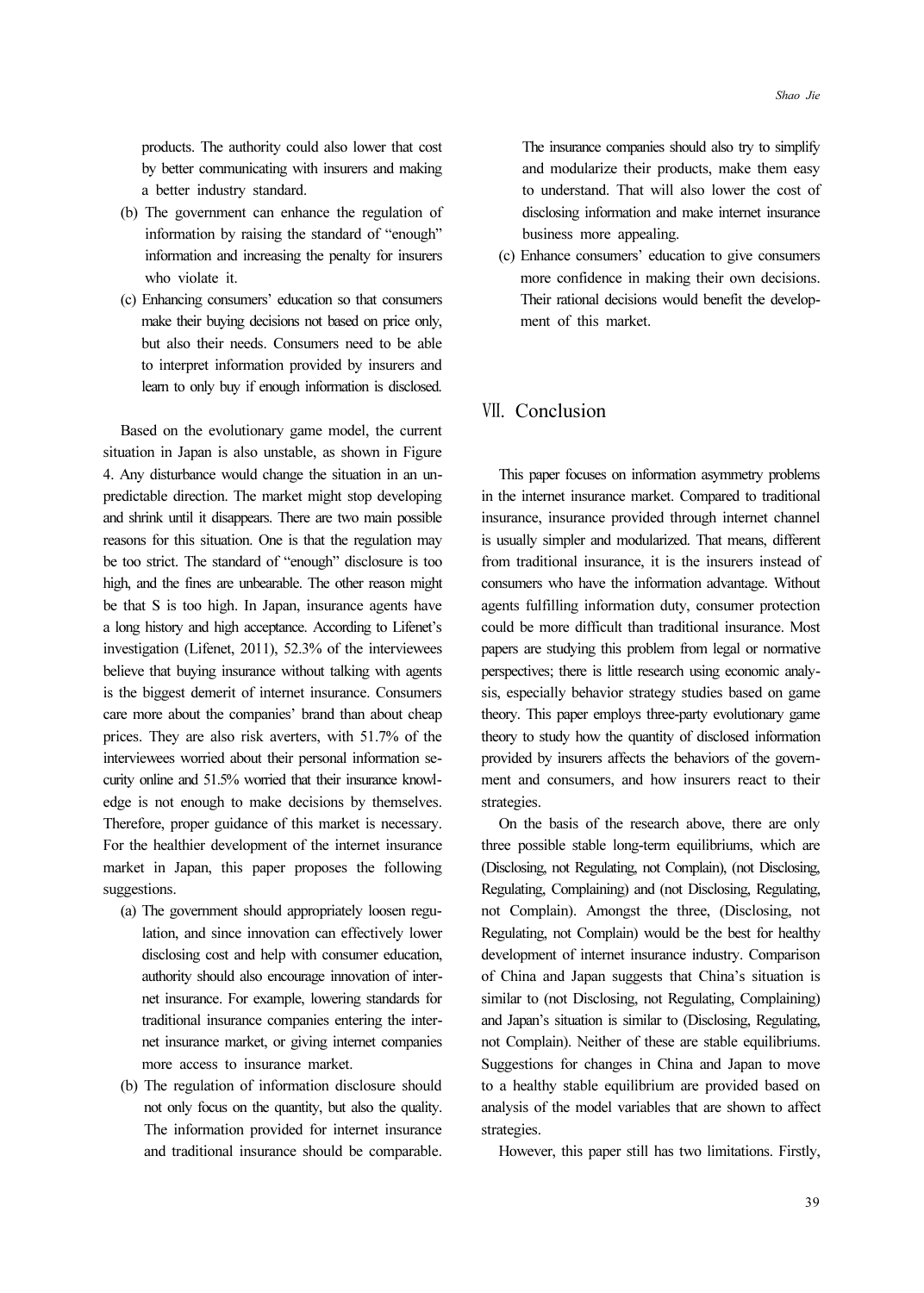products. The authority could also lower that cost by better communicating with insurers and making a better industry standard.

(b) The government can enhance the regulation of information by raising the standard of "enough" information and increasing the penalty for insurers who violate it.

(c) Enhancing consumers' education so that consumers make their buying decisions not based on price only, but also their needs. Consumers need to be able to interpret information provided by insurers and learn to only buy if enough information is disclosed.

Based on the evolutionary game model, the current situation in Japan is also unstable, as shown in Figure 4. Any disturbance would change the situation in an unpredictable direction. The market might stop developing and shrink until it disappears. There are two main possible reasons for this situation. One is that the regulation may be too strict. The standard of "enough" disclosure is too high, and the fines are unbearable. The other reason might be that S is too high. In Japan, insurance agents have a long history and high acceptance. According to Lifenet's investigation (Lifenet, 2011), 52.3% of the interviewees believe that buying insurance without talking with agents is the biggest demerit of internet insurance. Consumers care more about the companies' brand than about cheap prices. They are also risk averters, with 51.7% of the interviewees worried about their personal information security online and 51.5% worried that their insurance knowledge is not enough to make decisions by themselves. Therefore, proper guidance of this market is necessary. For the healthier development of the internet insurance market in Japan, this paper proposes the following suggestions.

(a) The government should appropriately loosen regulation, and since innovation can effectively lower disclosing cost and help with consumer education, authority should also encourage innovation of internet insurance. For example, lowering standards for traditional insurance companies entering the internet insurance market, or giving internet companies more access to insurance market.

(b) The regulation of information disclosure should not only focus on the quantity, but also the quality. The information provided for internet insurance and traditional insurance should be comparable. The insurance companies should also try to simplify and modularize their products, make them easy to understand. That will also lower the cost of disclosing information and make internet insurance business more appealing.

(c) Enhance consumers' education to give consumers more confidence in making their own decisions. Their rational decisions would benefit the development of this market.

## Ⅶ. Conclusion

This paper focuses on information asymmetry problems in the internet insurance market. Compared to traditional insurance, insurance provided through internet channel is usually simpler and modularized. That means, different from traditional insurance, it is the insurers instead of consumers who have the information advantage. Without agents fulfilling information duty, consumer protection could be more difficult than traditional insurance. Most papers are studying this problem from legal or normative perspectives; there is little research using economic analysis, especially behavior strategy studies based on game theory. This paper employs three-party evolutionary game theory to study how the quantity of disclosed information provided by insurers affects the behaviors of the government and consumers, and how insurers react to their strategies.

On the basis of the research above, there are only three possible stable long-term equilibriums, which are (Disclosing, not Regulating, not Complain), (not Disclosing, Regulating, Complaining) and (not Disclosing, Regulating, not Complain). Amongst the three, (Disclosing, not Regulating, not Complain) would be the best for healthy development of internet insurance industry. Comparison of China and Japan suggests that China's situation is similar to (not Disclosing, not Regulating, Complaining) and Japan's situation is similar to (Disclosing, Regulating, not Complain). Neither of these are stable equilibriums. Suggestions for changes in China and Japan to move to a healthy stable equilibrium are provided based on analysis of the model variables that are shown to affect strategies.

However, this paper still has two limitations. Firstly,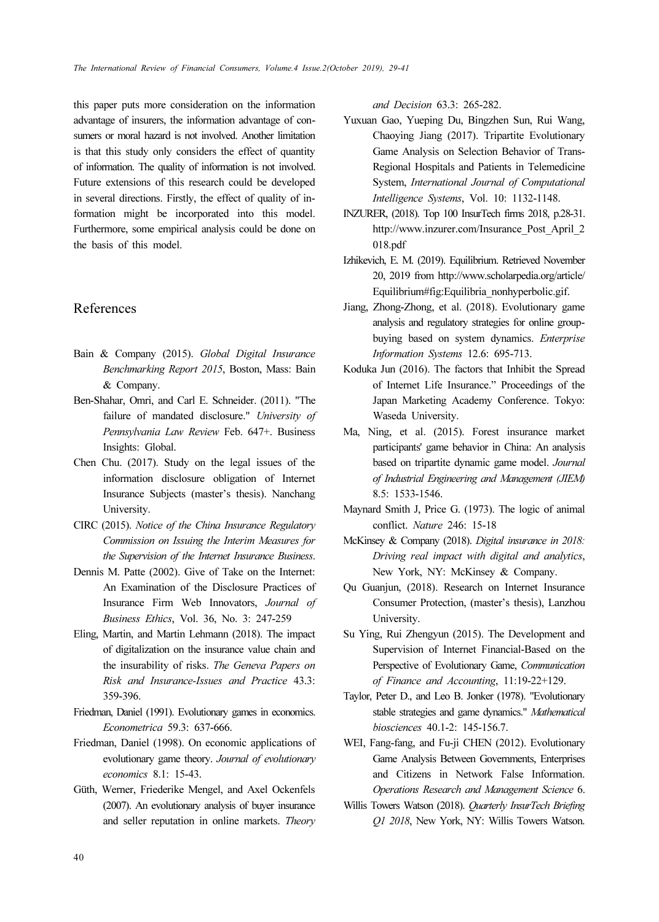this paper puts more consideration on the information advantage of insurers, the information advantage of consumers or moral hazard is not involved. Another limitation is that this study only considers the effect of quantity of information. The quality of information is not involved. Future extensions of this research could be developed in several directions. Firstly, the effect of quality of information might be incorporated into this model. Furthermore, some empirical analysis could be done on the basis of this model.

## References

Bain & Company (2015). *Global Digital Insurance Benchmarking Report 2015*, Boston, Mass: Bain & Company.

Ben-Shahar, Omri, and Carl E. Schneider. (2011). "The failure of mandated disclosure." *University of Pennsylvania Law Review* Feb. 647+. Business Insights: Global.

Chen Chu. (2017). Study on the legal issues of the information disclosure obligation of Internet Insurance Subjects (master's thesis). Nanchang University.

CIRC (2015). *Notice of the China Insurance Regulatory Commission on Issuing the Interim Measures for the Supervision of the Internet Insurance Business*.

Dennis M. Patte (2002). Give of Take on the Internet: An Examination of the Disclosure Practices of Insurance Firm Web Innovators, *Journal of Business Ethics*, Vol. 36, No. 3: 247-259

Eling, Martin, and Martin Lehmann (2018). The impact of digitalization on the insurance value chain and the insurability of risks. *The Geneva Papers on Risk and Insurance-Issues and Practice* 43.3: 359-396.

Friedman, Daniel (1991). Evolutionary games in economics. *Econometrica* 59.3: 637-666.

Friedman, Daniel (1998). On economic applications of evolutionary game theory. *Journal of evolutionary economics* 8.1: 15-43.

Güth, Werner, Friederike Mengel, and Axel Ockenfels (2007). An evolutionary analysis of buyer insurance and seller reputation in online markets. *Theory and Decision* 63.3: 265-282.

Yuxuan Gao, Yueping Du, Bingzhen Sun, Rui Wang, Chaoying Jiang (2017). Tripartite Evolutionary Game Analysis on Selection Behavior of Trans-Regional Hospitals and Patients in Telemedicine System, *International Journal of Computational Intelligence Systems*, Vol. 10: 1132-1148.

INZURER, (2018). Top 100 InsurTech firms 2018, p.28-31. http://www.inzurer.com/Insurance_Post_April_2018.pdf

Izhikevich, E. M. (2019). Equilibrium. Retrieved November 20, 2019 from http://www.scholarpedia.org/article/Equilibrium#fig:Equilibria_nonhyperbolic.gif.

Jiang, Zhong-Zhong, et al. (2018). Evolutionary game analysis and regulatory strategies for online group-buying based on system dynamics. *Enterprise Information Systems* 12.6: 695-713.

Koduka Jun (2016). The factors that Inhibit the Spread of Internet Life Insurance." Proceedings of the Japan Marketing Academy Conference. Tokyo: Waseda University.

Ma, Ning, et al. (2015). Forest insurance market participants' game behavior in China: An analysis based on tripartite dynamic game model. *Journal of Industrial Engineering and Management (JIEM)* 8.5: 1533-1546.

Maynard Smith J, Price G. (1973). The logic of animal conflict. *Nature* 246: 15-18

McKinsey & Company (2018). *Digital insurance in 2018: Driving real impact with digital and analytics*, New York, NY: McKinsey & Company.

Qu Guanjun, (2018). Research on Internet Insurance Consumer Protection, (master's thesis), Lanzhou University.

Su Ying, Rui Zhengyun (2015). The Development and Supervision of Internet Financial-Based on the Perspective of Evolutionary Game, *Communication of Finance and Accounting*, 11:19-22+129.

Taylor, Peter D., and Leo B. Jonker (1978). "Evolutionary stable strategies and game dynamics." *Mathematical biosciences* 40.1-2: 145-156.7.

WEI, Fang-fang, and Fu-ji CHEN (2012). Evolutionary Game Analysis Between Governments, Enterprises and Citizens in Network False Information. *Operations Research and Management Science* 6.

Willis Towers Watson (2018). *Quarterly InsurTech Briefing Q1 2018*, New York, NY: Willis Towers Watson.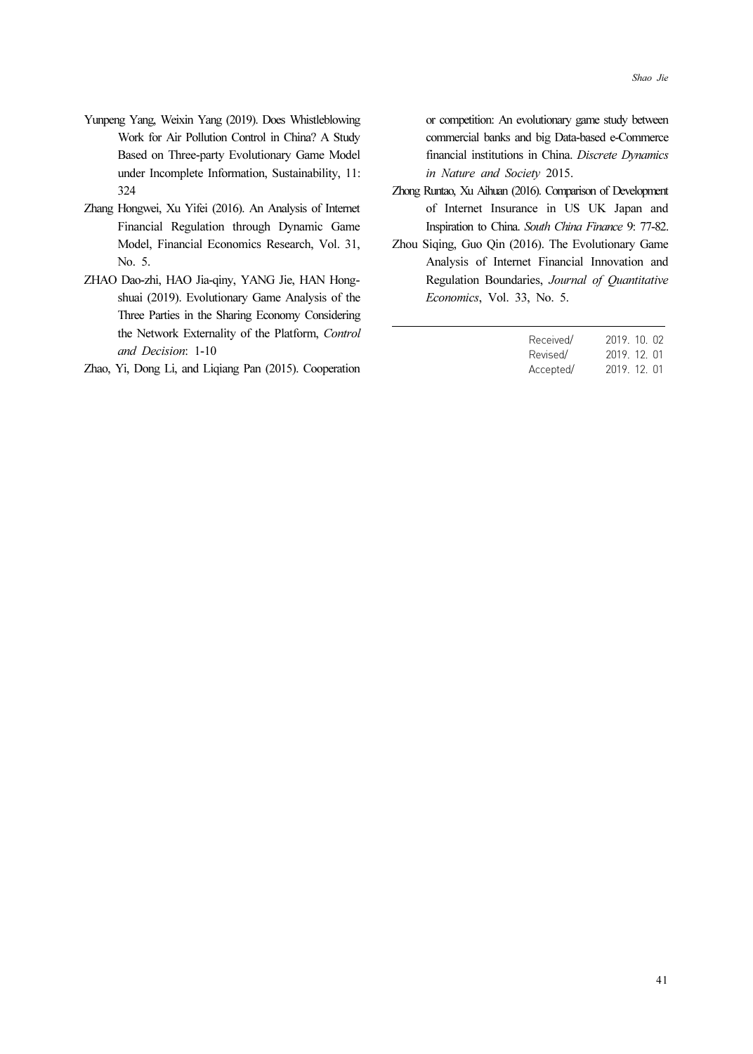Yunpeng Yang, Weixin Yang (2019). Does Whistleblowing Work for Air Pollution Control in China? A Study Based on Three-party Evolutionary Game Model under Incomplete Information, Sustainability, 11: 324

Zhang Hongwei, Xu Yifei (2016). An Analysis of Internet Financial Regulation through Dynamic Game Model, Financial Economics Research, Vol. 31, No. 5.

ZHAO Dao-zhi, HAO Jia-qiny, YANG Jie, HAN Hong-shuai (2019). Evolutionary Game Analysis of the Three Parties in the Sharing Economy Considering the Network Externality of the Platform, *Control and Decision*: 1-10

Zhao, Yi, Dong Li, and Liqiang Pan (2015). Cooperation or competition: An evolutionary game study between commercial banks and big Data-based e-Commerce financial institutions in China. *Discrete Dynamics in Nature and Society* 2015.

Zhong Runtao, Xu Aihuan (2016). Comparison of Development of Internet Insurance in US UK Japan and Inspiration to China. *South China Finance* 9: 77-82.

Zhou Siqing, Guo Qin (2016). The Evolutionary Game Analysis of Internet Financial Innovation and Regulation Boundaries, *Journal of Quantitative Economics*, Vol. 33, No. 5.

| | |
|---|---|
| Received/ | 2019. 10. 02 |
| Revised/ | 2019. 12. 01 |
| Accepted/ | 2019. 12. 01 |